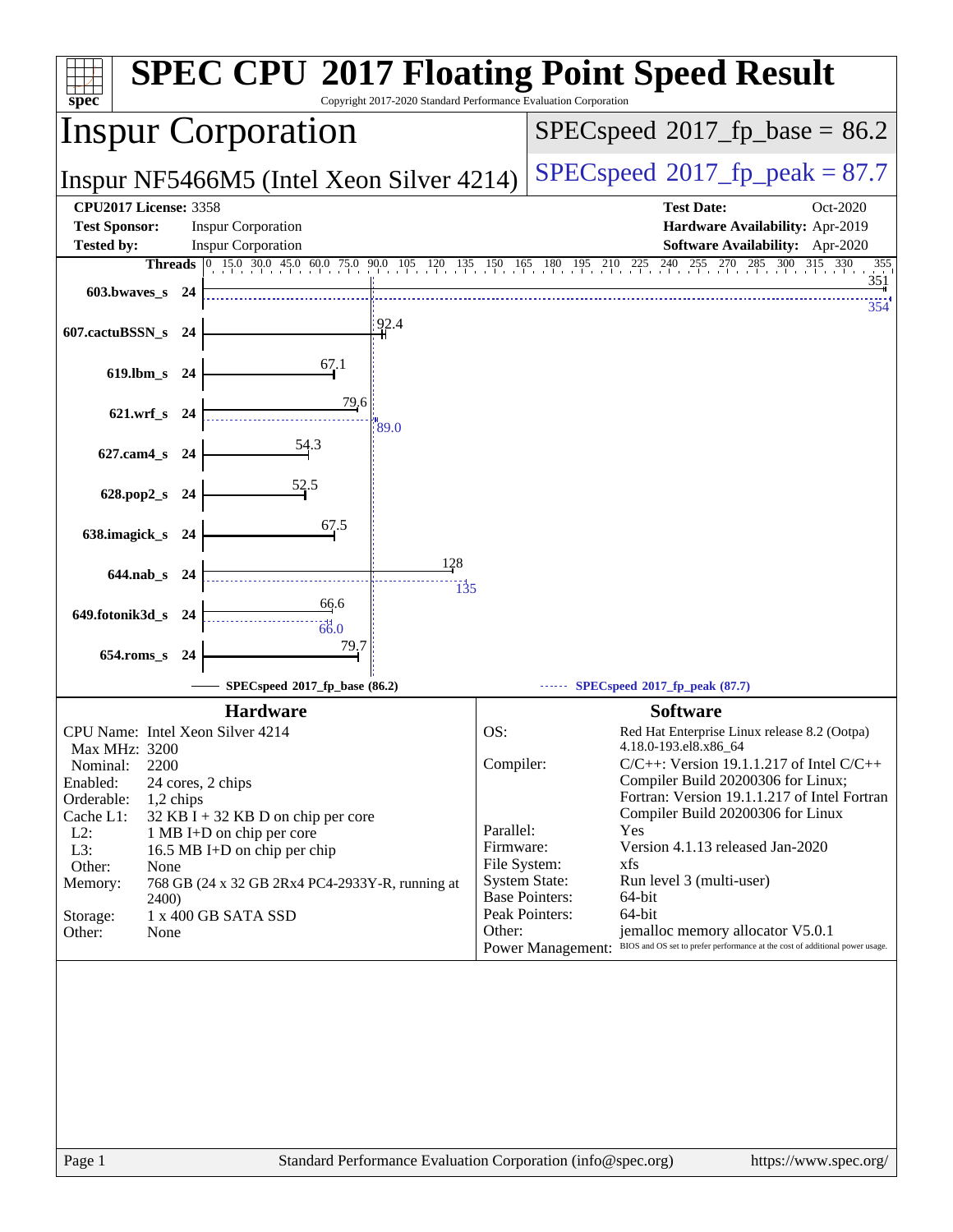# SPEC CPU 2017 Floating Point Speed Result

Copyright 2017-2020 Standard Performance Evaluation Corporation

## Inspur Corporation

Inspur NF5466M5 (Intel Xeon Silver 4214)

SPECspeed 2017_fp_base = 86.2

SPECspeed 2017_fp_peak = 87.7

**CPU2017 License:** 3358
**Test Sponsor:** Inspur Corporation
**Tested by:** Inspur Corporation

**Test Date:** Oct-2020
**Hardware Availability:** Apr-2019
**Software Availability:** Apr-2020

| Benchmark | Threads | Base | Peak |
|---|---|---|---|
| 603.bwaves_s | 24 | 351 | 354 |
| 607.cactuBSSN_s | 24 | 92.4 | |
| 619.lbm_s | 24 | 67.1 | |
| 621.wrf_s | 24 | 79.6 | 89.0 |
| 627.cam4_s | 24 | 54.3 | |
| 628.pop2_s | 24 | 52.5 | |
| 638.imagick_s | 24 | 67.5 | |
| 644.nab_s | 24 | 128 | 135 |
| 649.fotonik3d_s | 24 | 66.6 | 66.0 |
| 654.roms_s | 24 | 79.7 | |

SPECspeed 2017_fp_base (86.2) — SPECspeed 2017_fp_peak (87.7)

### Hardware

| | |
|---|---|
| CPU Name: | Intel Xeon Silver 4214 |
| Max MHz: | 3200 |
| Nominal: | 2200 |
| Enabled: | 24 cores, 2 chips |
| Orderable: | 1,2 chips |
| Cache L1: | 32 KB I + 32 KB D on chip per core |
| L2: | 1 MB I+D on chip per core |
| L3: | 16.5 MB I+D on chip per chip |
| Other: | None |
| Memory: | 768 GB (24 x 32 GB 2Rx4 PC4-2933Y-R, running at 2400) |
| Storage: | 1 x 400 GB SATA SSD |
| Other: | None |

### Software

| | |
|---|---|
| OS: | Red Hat Enterprise Linux release 8.2 (Ootpa) 4.18.0-193.el8.x86_64 |
| Compiler: | C/C++: Version 19.1.1.217 of Intel C/C++ Compiler Build 20200306 for Linux; Fortran: Version 19.1.1.217 of Intel Fortran Compiler Build 20200306 for Linux |
| Parallel: | Yes |
| Firmware: | Version 4.1.13 released Jan-2020 |
| File System: | xfs |
| System State: | Run level 3 (multi-user) |
| Base Pointers: | 64-bit |
| Peak Pointers: | 64-bit |
| Other: | jemalloc memory allocator V5.0.1 |
| Power Management: | BIOS and OS set to prefer performance at the cost of additional power usage. |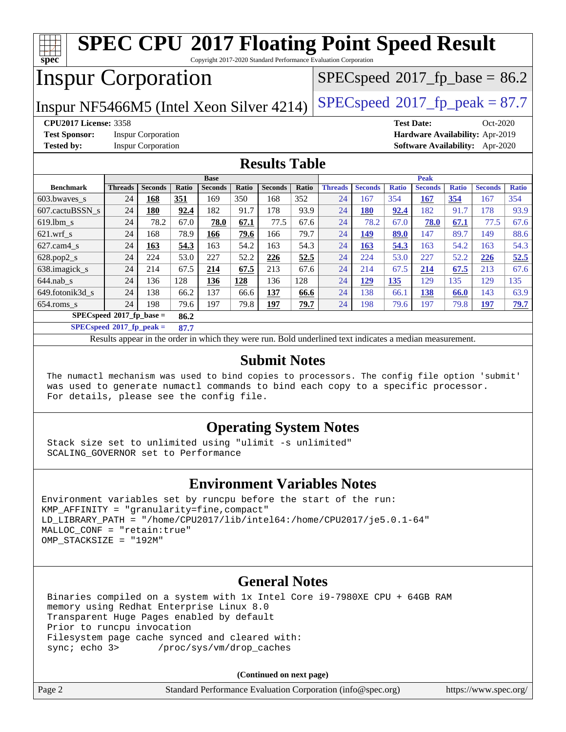# SPEC CPU 2017 Floating Point Speed Result

Copyright 2017-2020 Standard Performance Evaluation Corporation

## Inspur Corporation

Inspur NF5466M5 (Intel Xeon Silver 4214)

SPECspeed 2017_fp_base = 86.2

SPECspeed 2017_fp_peak = 87.7

**CPU2017 License:** 3358
**Test Sponsor:** Inspur Corporation
**Tested by:** Inspur Corporation
**Test Date:** Oct-2020
**Hardware Availability:** Apr-2019
**Software Availability:** Apr-2020

## Results Table

| Benchmark | Base | | | | | | | Peak | | | | | | |
|---|---|---|---|---|---|---|---|---|---|---|---|---|---|---|
| | Threads | Seconds | Ratio | Seconds | Ratio | Seconds | Ratio | Threads | Seconds | Ratio | Seconds | Ratio | Seconds | Ratio |
| 603.bwaves_s | 24 | **168** | **351** | 169 | 350 | 168 | 352 | 24 | 167 | 354 | **167** | **354** | 167 | 354 |
| 607.cactuBSSN_s | 24 | **180** | **92.4** | 182 | 91.7 | 178 | 93.9 | 24 | **180** | **92.4** | 182 | 91.7 | 178 | 93.9 |
| 619.lbm_s | 24 | 78.2 | 67.0 | **78.0** | **67.1** | 77.5 | 67.6 | 24 | 78.2 | 67.0 | **78.0** | **67.1** | 77.5 | 67.6 |
| 621.wrf_s | 24 | 168 | 78.9 | **166** | **79.6** | 166 | 79.7 | 24 | **149** | **89.0** | 147 | 89.7 | 149 | 88.6 |
| 627.cam4_s | 24 | **163** | **54.3** | 163 | 54.2 | 163 | 54.3 | 24 | **163** | **54.3** | 163 | 54.2 | 163 | 54.3 |
| 628.pop2_s | 24 | 224 | 53.0 | 227 | 52.2 | **226** | **52.5** | 24 | 224 | 53.0 | 227 | 52.2 | **226** | **52.5** |
| 638.imagick_s | 24 | 214 | 67.5 | **214** | **67.5** | 213 | 67.6 | 24 | 214 | 67.5 | **214** | **67.5** | 213 | 67.6 |
| 644.nab_s | 24 | 136 | 128 | **136** | **128** | 136 | 128 | 24 | **129** | **135** | 129 | 135 | 129 | 135 |
| 649.fotonik3d_s | 24 | 138 | 66.2 | 137 | 66.6 | **137** | **66.6** | 24 | 138 | 66.1 | **138** | **66.0** | 143 | 63.9 |
| 654.roms_s | 24 | 198 | 79.6 | 197 | 79.8 | **197** | **79.7** | 24 | 198 | 79.6 | 197 | 79.8 | **197** | **79.7** |

**SPECspeed 2017_fp_base = 86.2**

**SPECspeed 2017_fp_peak = 87.7**

Results appear in the order in which they were run. Bold underlined text indicates a median measurement.

## Submit Notes

```
The numactl mechanism was used to bind copies to processors. The config file option 'submit'
was used to generate numactl commands to bind each copy to a specific processor.
For details, please see the config file.
```

## Operating System Notes

```
Stack size set to unlimited using "ulimit -s unlimited"
SCALING_GOVERNOR set to Performance
```

## Environment Variables Notes

```
Environment variables set by runcpu before the start of the run:
KMP_AFFINITY = "granularity=fine,compact"
LD_LIBRARY_PATH = "/home/CPU2017/lib/intel64:/home/CPU2017/je5.0.1-64"
MALLOC_CONF = "retain:true"
OMP_STACKSIZE = "192M"
```

## General Notes

```
Binaries compiled on a system with 1x Intel Core i9-7980XE CPU + 64GB RAM
memory using Redhat Enterprise Linux 8.0
Transparent Huge Pages enabled by default
Prior to runcpu invocation
Filesystem page cache synced and cleared with:
sync; echo 3>       /proc/sys/vm/drop_caches
```

**(Continued on next page)**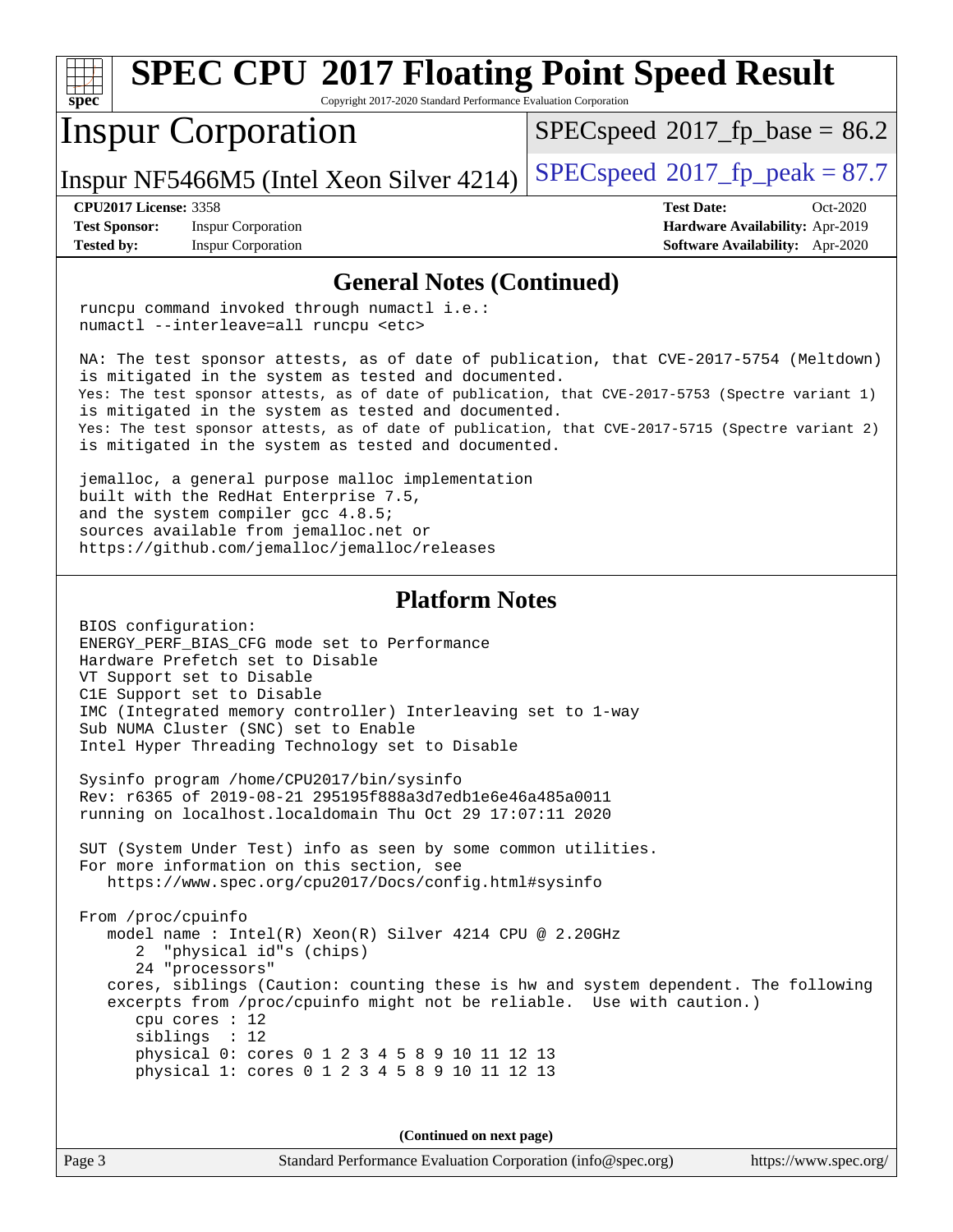## General Notes (Continued)

```
runcpu command invoked through numactl i.e.:
numactl --interleave=all runcpu <etc>

NA: The test sponsor attests, as of date of publication, that CVE-2017-5754 (Meltdown)
is mitigated in the system as tested and documented.
Yes: The test sponsor attests, as of date of publication, that CVE-2017-5753 (Spectre variant 1)
is mitigated in the system as tested and documented.
Yes: The test sponsor attests, as of date of publication, that CVE-2017-5715 (Spectre variant 2)
is mitigated in the system as tested and documented.

jemalloc, a general purpose malloc implementation
built with the RedHat Enterprise 7.5,
and the system compiler gcc 4.8.5;
sources available from jemalloc.net or
https://github.com/jemalloc/jemalloc/releases
```

## Platform Notes

```
BIOS configuration:
ENERGY_PERF_BIAS_CFG mode set to Performance
Hardware Prefetch set to Disable
VT Support set to Disable
C1E Support set to Disable
IMC (Integrated memory controller) Interleaving set to 1-way
Sub NUMA Cluster (SNC) set to Enable
Intel Hyper Threading Technology set to Disable

Sysinfo program /home/CPU2017/bin/sysinfo
Rev: r6365 of 2019-08-21 295195f888a3d7edb1e6e46a485a0011
running on localhost.localdomain Thu Oct 29 17:07:11 2020

SUT (System Under Test) info as seen by some common utilities.
For more information on this section, see
   https://www.spec.org/cpu2017/Docs/config.html#sysinfo

From /proc/cpuinfo
   model name : Intel(R) Xeon(R) Silver 4214 CPU @ 2.20GHz
      2  "physical id"s (chips)
      24 "processors"
   cores, siblings (Caution: counting these is hw and system dependent. The following
   excerpts from /proc/cpuinfo might not be reliable.  Use with caution.)
      cpu cores : 12
      siblings  : 12
      physical 0: cores 0 1 2 3 4 5 8 9 10 11 12 13
      physical 1: cores 0 1 2 3 4 5 8 9 10 11 12 13
```

(Continued on next page)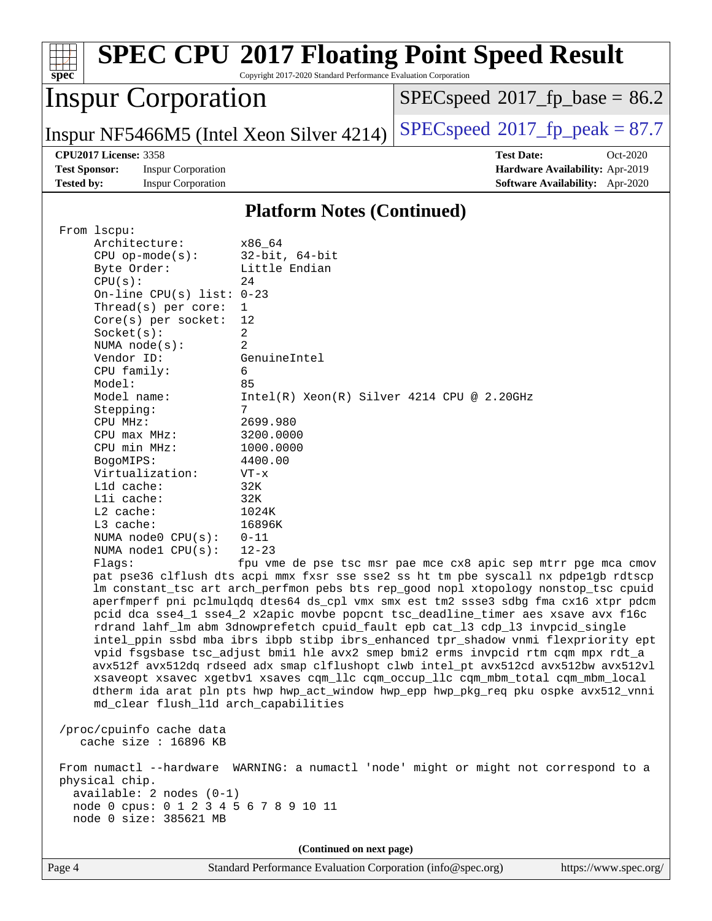## Platform Notes (Continued)

```
From lscpu:
     Architecture:          x86_64
     CPU op-mode(s):        32-bit, 64-bit
     Byte Order:            Little Endian
     CPU(s):                24
     On-line CPU(s) list: 0-23
     Thread(s) per core:  1
     Core(s) per socket:  12
     Socket(s):             2
     NUMA node(s):          2
     Vendor ID:             GenuineIntel
     CPU family:            6
     Model:                 85
     Model name:            Intel(R) Xeon(R) Silver 4214 CPU @ 2.20GHz
     Stepping:              7
     CPU MHz:               2699.980
     CPU max MHz:           3200.0000
     CPU min MHz:           1000.0000
     BogoMIPS:              4400.00
     Virtualization:        VT-x
     L1d cache:             32K
     L1i cache:             32K
     L2 cache:              1024K
     L3 cache:              16896K
     NUMA node0 CPU(s):     0-11
     NUMA node1 CPU(s):     12-23
     Flags:                 fpu vme de pse tsc msr pae mce cx8 apic sep mtrr pge mca cmov
     pat pse36 clflush dts acpi mmx fxsr sse sse2 ss ht tm pbe syscall nx pdpe1gb rdtscp
     lm constant_tsc art arch_perfmon pebs bts rep_good nopl xtopology nonstop_tsc cpuid
     aperfmperf pni pclmulqdq dtes64 ds_cpl vmx smx est tm2 ssse3 sdbg fma cx16 xtpr pdcm
     pcid dca sse4_1 sse4_2 x2apic movbe popcnt tsc_deadline_timer aes xsave avx f16c
     rdrand lahf_lm abm 3dnowprefetch cpuid_fault epb cat_l3 cdp_l3 invpcid_single
     intel_ppin ssbd mba ibrs ibpb stibp ibrs_enhanced tpr_shadow vnmi flexpriority ept
     vpid fsgsbase tsc_adjust bmi1 hle avx2 smep bmi2 erms invpcid rtm cqm mpx rdt_a
     avx512f avx512dq rdseed adx smap clflushopt clwb intel_pt avx512cd avx512bw avx512vl
     xsaveopt xsavec xgetbv1 xsaves cqm_llc cqm_occup_llc cqm_mbm_total cqm_mbm_local
     dtherm ida arat pln pts hwp hwp_act_window hwp_epp hwp_pkg_req pku ospke avx512_vnni
     md_clear flush_l1d arch_capabilities

 /proc/cpuinfo cache data
    cache size : 16896 KB

 From numactl --hardware  WARNING: a numactl 'node' might or might not correspond to a
 physical chip.
   available: 2 nodes (0-1)
   node 0 cpus: 0 1 2 3 4 5 6 7 8 9 10 11
   node 0 size: 385621 MB
```

(Continued on next page)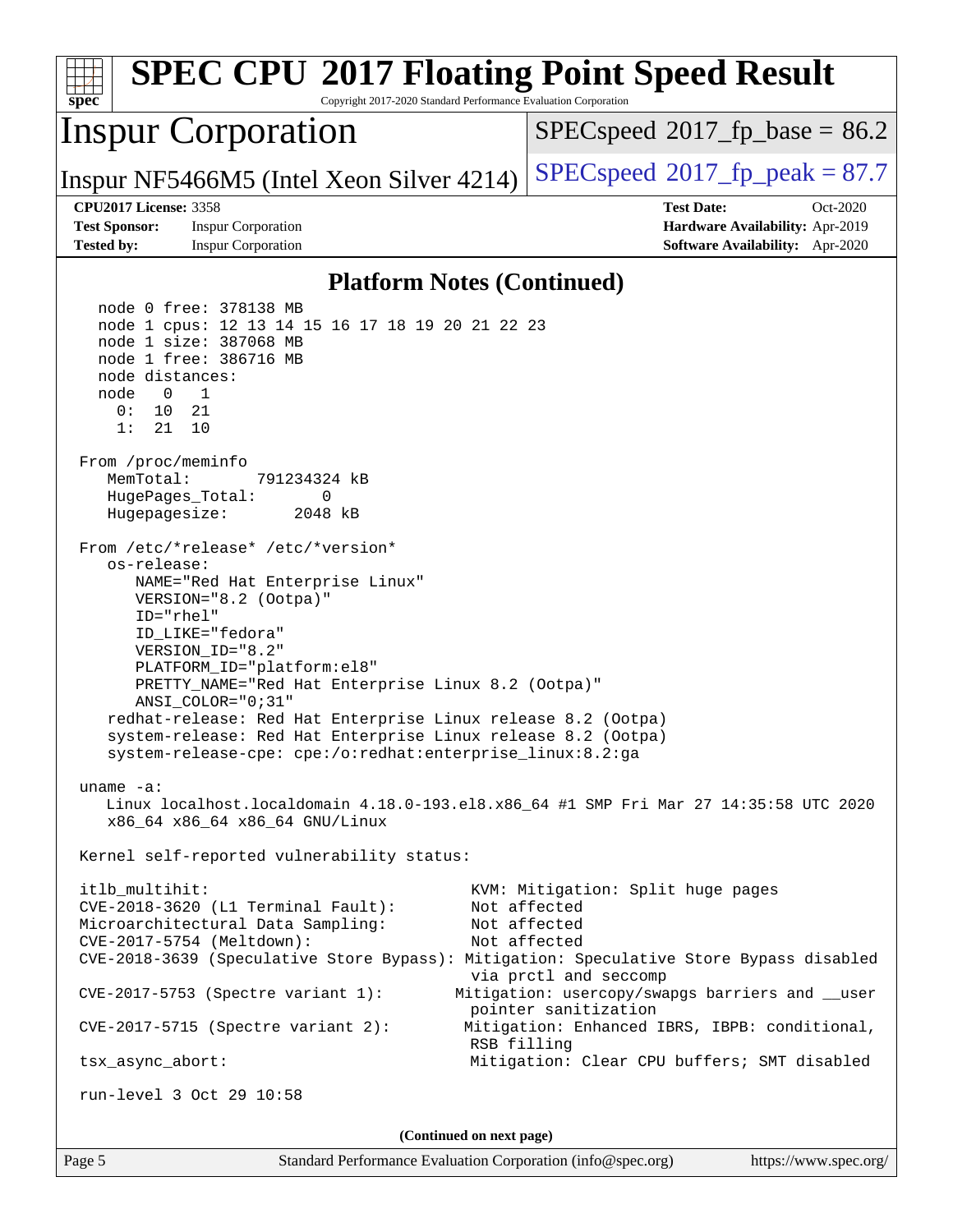## Platform Notes (Continued)

```
  node 0 free: 378138 MB
  node 1 cpus: 12 13 14 15 16 17 18 19 20 21 22 23
  node 1 size: 387068 MB
  node 1 free: 386716 MB
  node distances:
  node   0   1
    0:  10  21
    1:  21  10

From /proc/meminfo
   MemTotal:       791234324 kB
   HugePages_Total:       0
   Hugepagesize:       2048 kB

From /etc/*release* /etc/*version*
   os-release:
      NAME="Red Hat Enterprise Linux"
      VERSION="8.2 (Ootpa)"
      ID="rhel"
      ID_LIKE="fedora"
      VERSION_ID="8.2"
      PLATFORM_ID="platform:el8"
      PRETTY_NAME="Red Hat Enterprise Linux 8.2 (Ootpa)"
      ANSI_COLOR="0;31"
   redhat-release: Red Hat Enterprise Linux release 8.2 (Ootpa)
   system-release: Red Hat Enterprise Linux release 8.2 (Ootpa)
   system-release-cpe: cpe:/o:redhat:enterprise_linux:8.2:ga

uname -a:
   Linux localhost.localdomain 4.18.0-193.el8.x86_64 #1 SMP Fri Mar 27 14:35:58 UTC 2020
   x86_64 x86_64 x86_64 GNU/Linux

Kernel self-reported vulnerability status:

itlb_multihit:                                    KVM: Mitigation: Split huge pages
CVE-2018-3620 (L1 Terminal Fault):                Not affected
Microarchitectural Data Sampling:                 Not affected
CVE-2017-5754 (Meltdown):                         Not affected
CVE-2018-3639 (Speculative Store Bypass): Mitigation: Speculative Store Bypass disabled
                                                  via prctl and seccomp
CVE-2017-5753 (Spectre variant 1):               Mitigation: usercopy/swapgs barriers and __user
                                                  pointer sanitization
CVE-2017-5715 (Spectre variant 2):               Mitigation: Enhanced IBRS, IBPB: conditional,
                                                  RSB filling
tsx_async_abort:                                  Mitigation: Clear CPU buffers; SMT disabled

run-level 3 Oct 29 10:58
```

**(Continued on next page)**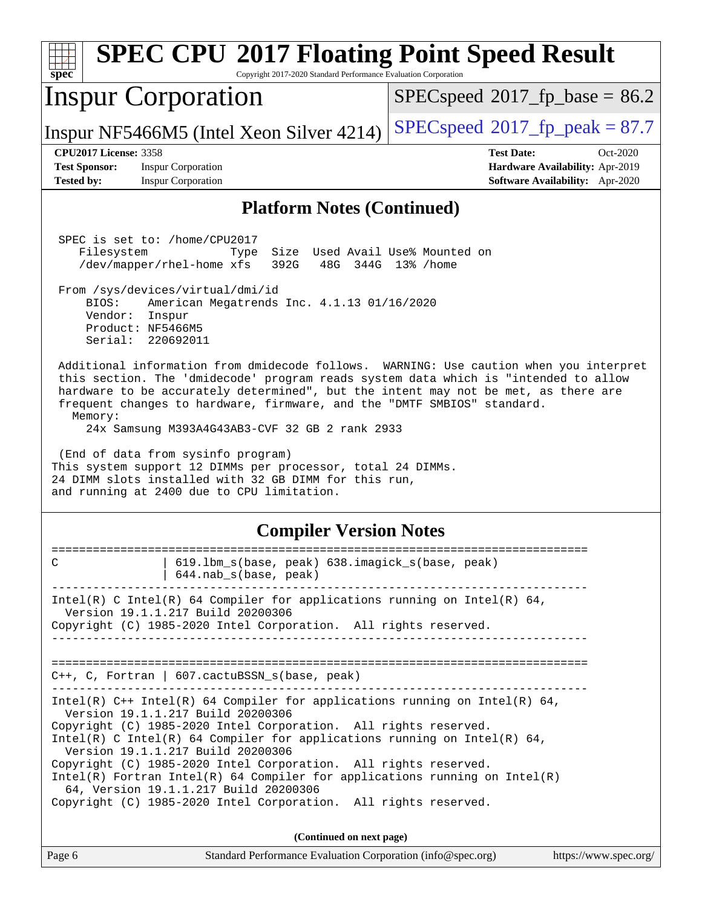## Platform Notes (Continued)

```
 SPEC is set to: /home/CPU2017
    Filesystem             Type  Size  Used Avail Use% Mounted on
    /dev/mapper/rhel-home xfs   392G   48G  344G  13% /home

 From /sys/devices/virtual/dmi/id
     BIOS:    American Megatrends Inc. 4.1.13 01/16/2020
     Vendor:  Inspur
     Product: NF5466M5
     Serial:  220692011

 Additional information from dmidecode follows.  WARNING: Use caution when you interpret
 this section. The 'dmidecode' program reads system data which is "intended to allow
 hardware to be accurately determined", but the intent may not be met, as there are
 frequent changes to hardware, firmware, and the "DMTF SMBIOS" standard.
   Memory:
     24x Samsung M393A4G43AB3-CVF 32 GB 2 rank 2933

 (End of data from sysinfo program)
This system support 12 DIMMs per processor, total 24 DIMMs.
24 DIMM slots installed with 32 GB DIMM for this run,
and running at 2400 due to CPU limitation.
```

## Compiler Version Notes

```
==============================================================================
C               | 619.lbm_s(base, peak) 638.imagick_s(base, peak)
                | 644.nab_s(base, peak)
------------------------------------------------------------------------------
Intel(R) C Intel(R) 64 Compiler for applications running on Intel(R) 64,
  Version 19.1.1.217 Build 20200306
Copyright (C) 1985-2020 Intel Corporation.  All rights reserved.
------------------------------------------------------------------------------

==============================================================================
C++, C, Fortran | 607.cactuBSSN_s(base, peak)
------------------------------------------------------------------------------
Intel(R) C++ Intel(R) 64 Compiler for applications running on Intel(R) 64,
  Version 19.1.1.217 Build 20200306
Copyright (C) 1985-2020 Intel Corporation.  All rights reserved.
Intel(R) C Intel(R) 64 Compiler for applications running on Intel(R) 64,
  Version 19.1.1.217 Build 20200306
Copyright (C) 1985-2020 Intel Corporation.  All rights reserved.
Intel(R) Fortran Intel(R) 64 Compiler for applications running on Intel(R)
  64, Version 19.1.1.217 Build 20200306
Copyright (C) 1985-2020 Intel Corporation.  All rights reserved.
```

(Continued on next page)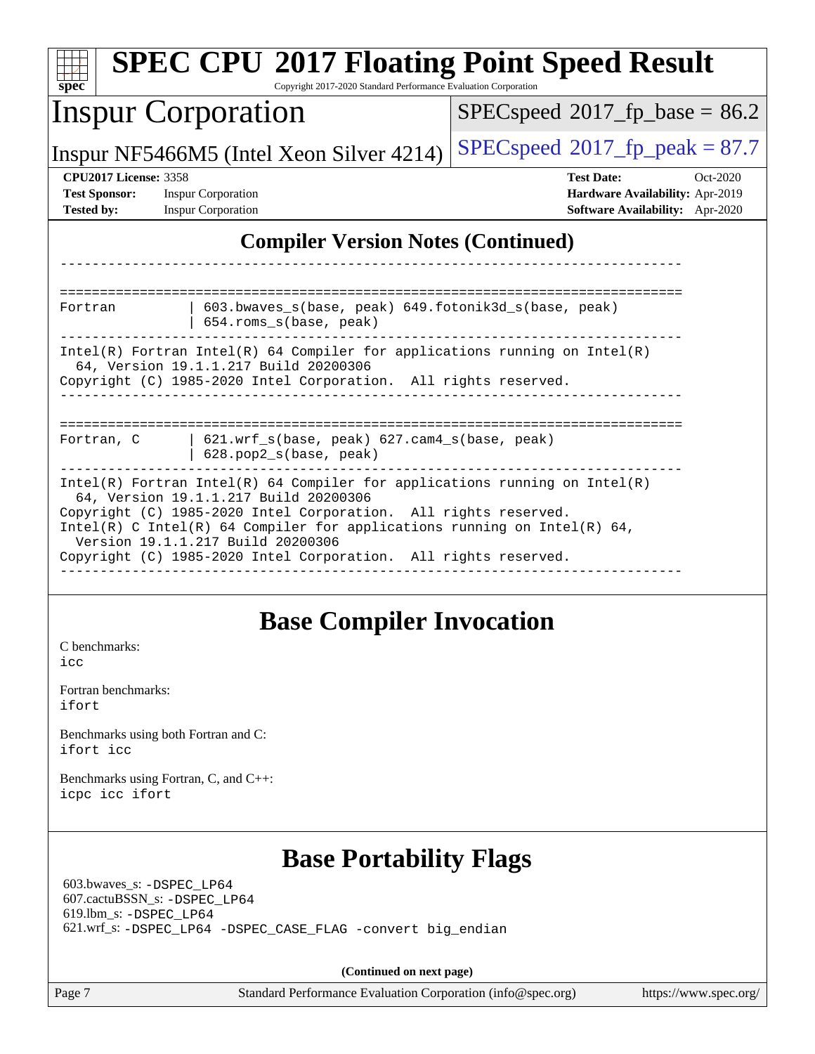## Compiler Version Notes (Continued)

```
------------------------------------------------------------------------------

==============================================================================
Fortran         | 603.bwaves_s(base, peak) 649.fotonik3d_s(base, peak)
                | 654.roms_s(base, peak)
------------------------------------------------------------------------------
Intel(R) Fortran Intel(R) 64 Compiler for applications running on Intel(R)
  64, Version 19.1.1.217 Build 20200306
Copyright (C) 1985-2020 Intel Corporation.  All rights reserved.
------------------------------------------------------------------------------

==============================================================================
Fortran, C      | 621.wrf_s(base, peak) 627.cam4_s(base, peak)
                | 628.pop2_s(base, peak)
------------------------------------------------------------------------------
Intel(R) Fortran Intel(R) 64 Compiler for applications running on Intel(R)
  64, Version 19.1.1.217 Build 20200306
Copyright (C) 1985-2020 Intel Corporation.  All rights reserved.
Intel(R) C Intel(R) 64 Compiler for applications running on Intel(R) 64,
  Version 19.1.1.217 Build 20200306
Copyright (C) 1985-2020 Intel Corporation.  All rights reserved.
------------------------------------------------------------------------------
```

## Base Compiler Invocation

C benchmarks:
icc

Fortran benchmarks:
ifort

Benchmarks using both Fortran and C:
ifort icc

Benchmarks using Fortran, C, and C++:
icpc icc ifort

## Base Portability Flags

603.bwaves_s: -DSPEC_LP64
607.cactuBSSN_s: -DSPEC_LP64
619.lbm_s: -DSPEC_LP64
621.wrf_s: -DSPEC_LP64 -DSPEC_CASE_FLAG -convert big_endian

**(Continued on next page)**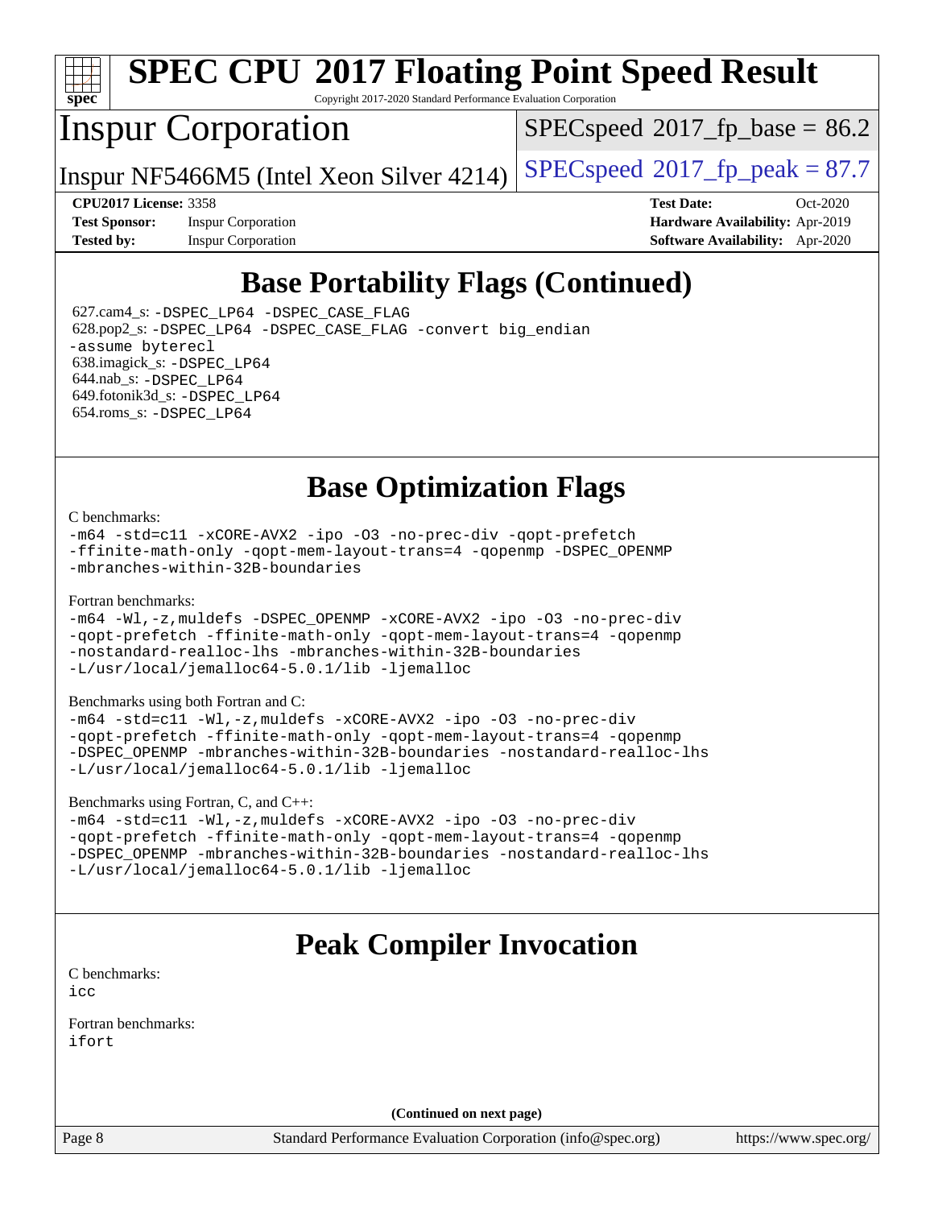## Base Portability Flags (Continued)

627.cam4_s: `-DSPEC_LP64 -DSPEC_CASE_FLAG`
628.pop2_s: `-DSPEC_LP64 -DSPEC_CASE_FLAG -convert big_endian -assume byterecl`
638.imagick_s: `-DSPEC_LP64`
644.nab_s: `-DSPEC_LP64`
649.fotonik3d_s: `-DSPEC_LP64`
654.roms_s: `-DSPEC_LP64`

## Base Optimization Flags

C benchmarks:

```
-m64 -std=c11 -xCORE-AVX2 -ipo -O3 -no-prec-div -qopt-prefetch
-ffinite-math-only -qopt-mem-layout-trans=4 -qopenmp -DSPEC_OPENMP
-mbranches-within-32B-boundaries
```

Fortran benchmarks:

```
-m64 -Wl,-z,muldefs -DSPEC_OPENMP -xCORE-AVX2 -ipo -O3 -no-prec-div
-qopt-prefetch -ffinite-math-only -qopt-mem-layout-trans=4 -qopenmp
-nostandard-realloc-lhs -mbranches-within-32B-boundaries
-L/usr/local/jemalloc64-5.0.1/lib -ljemalloc
```

Benchmarks using both Fortran and C:

```
-m64 -std=c11 -Wl,-z,muldefs -xCORE-AVX2 -ipo -O3 -no-prec-div
-qopt-prefetch -ffinite-math-only -qopt-mem-layout-trans=4 -qopenmp
-DSPEC_OPENMP -mbranches-within-32B-boundaries -nostandard-realloc-lhs
-L/usr/local/jemalloc64-5.0.1/lib -ljemalloc
```

Benchmarks using Fortran, C, and C++:

```
-m64 -std=c11 -Wl,-z,muldefs -xCORE-AVX2 -ipo -O3 -no-prec-div
-qopt-prefetch -ffinite-math-only -qopt-mem-layout-trans=4 -qopenmp
-DSPEC_OPENMP -mbranches-within-32B-boundaries -nostandard-realloc-lhs
-L/usr/local/jemalloc64-5.0.1/lib -ljemalloc
```

## Peak Compiler Invocation

C benchmarks:
`icc`

Fortran benchmarks:
`ifort`

**(Continued on next page)**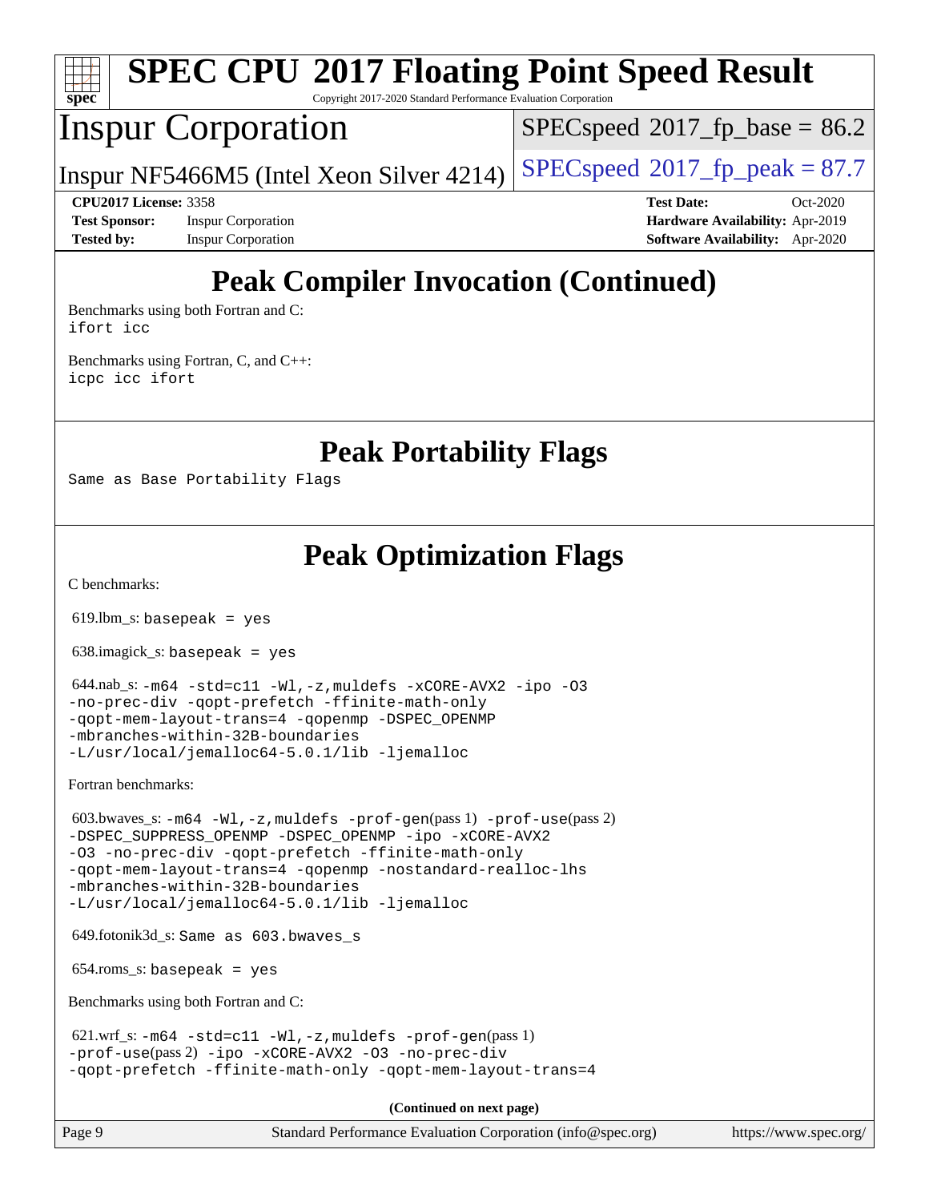# Peak Compiler Invocation (Continued)

Benchmarks using both Fortran and C:
```
ifort icc
```

Benchmarks using Fortran, C, and C++:
```
icpc icc ifort
```

# Peak Portability Flags

Same as Base Portability Flags

# Peak Optimization Flags

C benchmarks:

619.lbm_s: `basepeak = yes`

638.imagick_s: `basepeak = yes`

644.nab_s:
```
-m64 -std=c11 -Wl,-z,muldefs -xCORE-AVX2 -ipo -O3
-no-prec-div -qopt-prefetch -ffinite-math-only
-qopt-mem-layout-trans=4 -qopenmp -DSPEC_OPENMP
-mbranches-within-32B-boundaries
-L/usr/local/jemalloc64-5.0.1/lib -ljemalloc
```

Fortran benchmarks:

603.bwaves_s:
```
-m64 -Wl,-z,muldefs -prof-gen(pass 1) -prof-use(pass 2)
-DSPEC_SUPPRESS_OPENMP -DSPEC_OPENMP -ipo -xCORE-AVX2
-O3 -no-prec-div -qopt-prefetch -ffinite-math-only
-qopt-mem-layout-trans=4 -qopenmp -nostandard-realloc-lhs
-mbranches-within-32B-boundaries
-L/usr/local/jemalloc64-5.0.1/lib -ljemalloc
```

649.fotonik3d_s: `Same as 603.bwaves_s`

654.roms_s: `basepeak = yes`

Benchmarks using both Fortran and C:

621.wrf_s:
```
-m64 -std=c11 -Wl,-z,muldefs -prof-gen(pass 1)
-prof-use(pass 2) -ipo -xCORE-AVX2 -O3 -no-prec-div
-qopt-prefetch -ffinite-math-only -qopt-mem-layout-trans=4
```

**(Continued on next page)**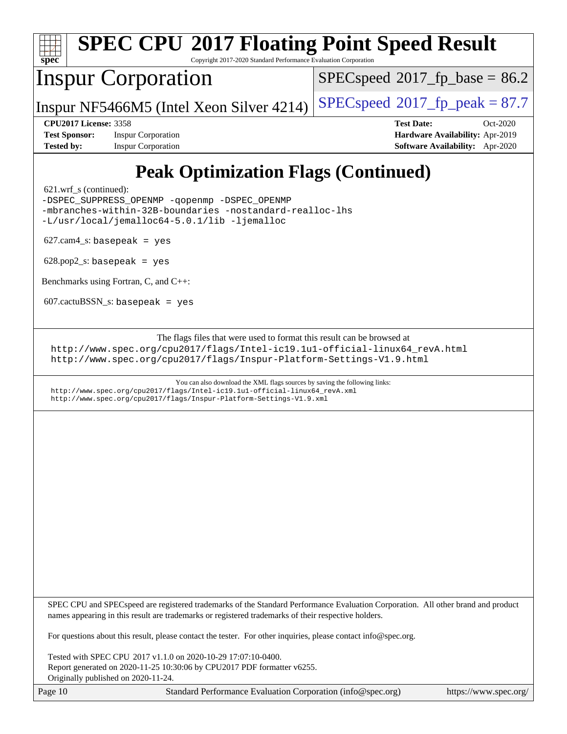# Peak Optimization Flags (Continued)

621.wrf_s (continued):
-DSPEC_SUPPRESS_OPENMP -qopenmp -DSPEC_OPENMP
-mbranches-within-32B-boundaries -nostandard-realloc-lhs
-L/usr/local/jemalloc64-5.0.1/lib -ljemalloc

627.cam4_s: basepeak = yes

628.pop2_s: basepeak = yes

Benchmarks using Fortran, C, and C++:

607.cactuBSSN_s: basepeak = yes

The flags files that were used to format this result can be browsed at
http://www.spec.org/cpu2017/flags/Intel-ic19.1u1-official-linux64_revA.html
http://www.spec.org/cpu2017/flags/Inspur-Platform-Settings-V1.9.html

You can also download the XML flags sources by saving the following links:
http://www.spec.org/cpu2017/flags/Intel-ic19.1u1-official-linux64_revA.xml
http://www.spec.org/cpu2017/flags/Inspur-Platform-Settings-V1.9.xml

SPEC CPU and SPECspeed are registered trademarks of the Standard Performance Evaluation Corporation. All other brand and product names appearing in this result are trademarks or registered trademarks of their respective holders.

For questions about this result, please contact the tester. For other inquiries, please contact info@spec.org.

Tested with SPEC CPU 2017 v1.1.0 on 2020-10-29 17:07:10-0400.
Report generated on 2020-11-25 10:30:06 by CPU2017 PDF formatter v6255.
Originally published on 2020-11-24.